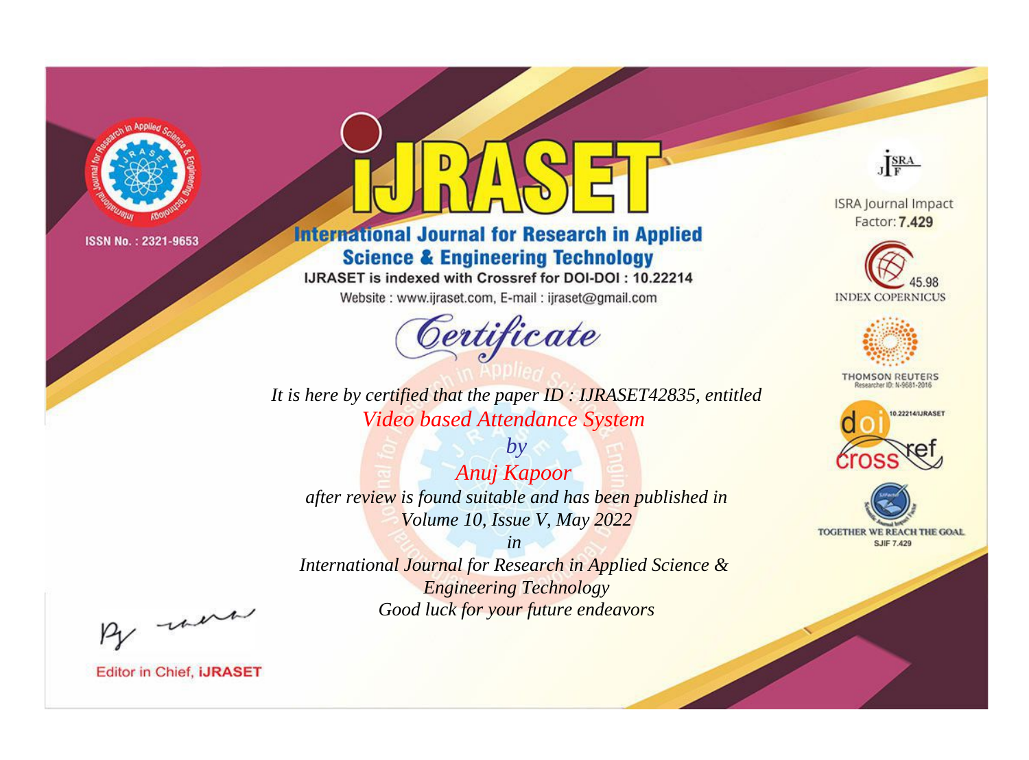ISSN No. : 2321-9653

# IJRASET

## International Journal for Research in Applied Science & Engineering Technology

IJRASET is indexed with Crossref for DOI-DOI : 10.22214

Website : www.ijraset.com, E-mail : ijraset@gmail.com

ISRA Journal Impact Factor: **7.429**

45.98 INDEX COPERNICUS

THOMSON REUTERS Researcher ID: N-9681-2016

10.22214/IJRASET

TOGETHER WE REACH THE GOAL SJIF 7.429

## *Certificate*

*It is here by certified that the paper ID : IJRASET42835, entitled*

*Video based Attendance System*

*by*

*Anuj Kapoor*

*after review is found suitable and has been published in*

*Volume 10, Issue V, May 2022*

*in*

*International Journal for Research in Applied Science & Engineering Technology*

*Good luck for your future endeavors*

Editor in Chief, **iJRASET**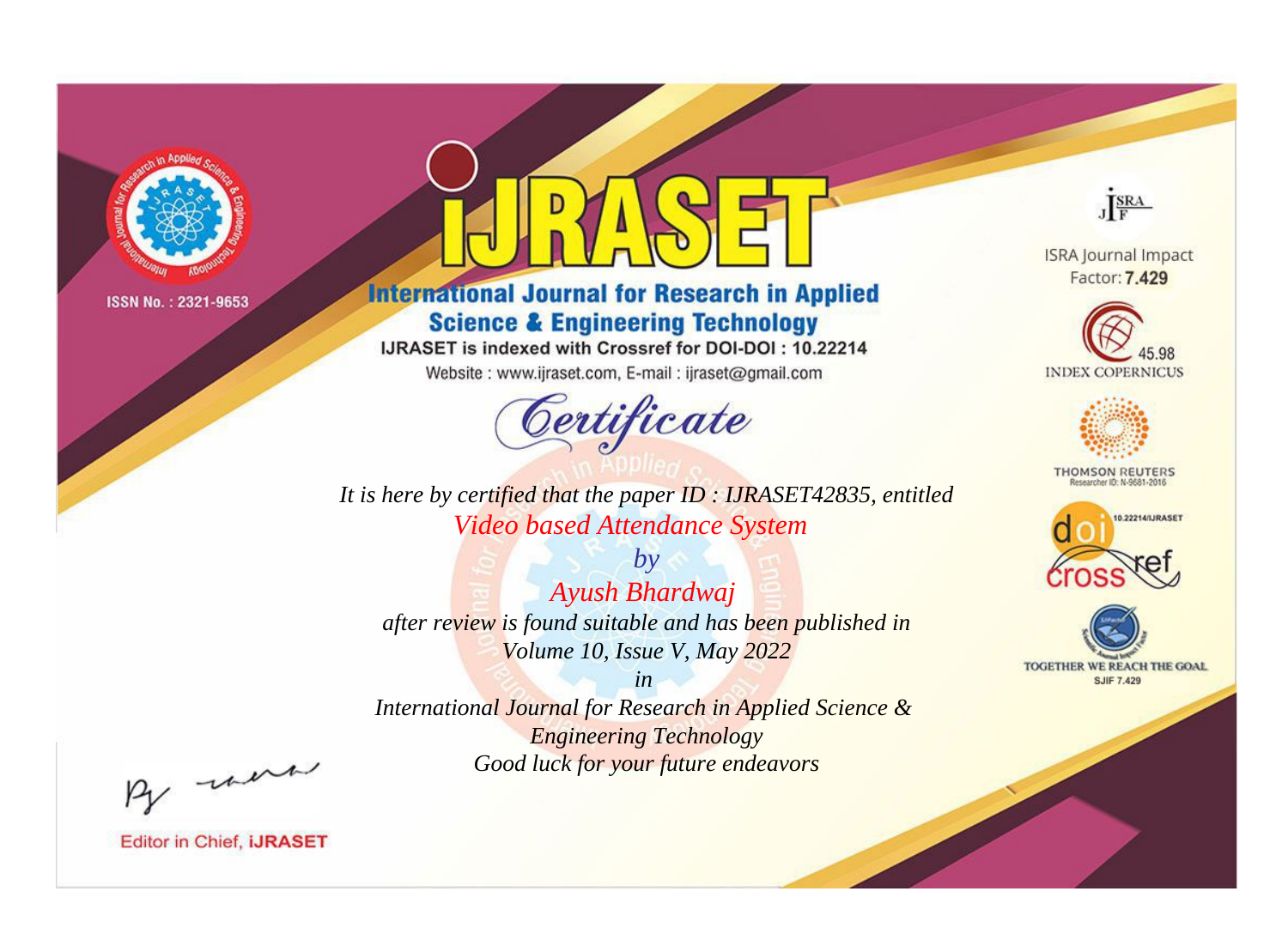ISSN No. : 2321-9653

# iJRASET

## International Journal for Research in Applied Science & Engineering Technology

IJRASET is indexed with Crossref for DOI-DOI : 10.22214

Website : www.ijraset.com, E-mail : ijraset@gmail.com

## Certificate

*It is here by certified that the paper ID : IJRASET42835, entitled*

*Video based Attendance System*

*by*

*Ayush Bhardwaj*

*after review is found suitable and has been published in*

*Volume 10, Issue V, May 2022*

*in*

*International Journal for Research in Applied Science & Engineering Technology*

*Good luck for your future endeavors*

ISRA Journal Impact Factor: **7.429**

45.98 INDEX COPERNICUS

THOMSON REUTERS Researcher ID: N-9681-2016

10.22214/IJRASET

TOGETHER WE REACH THE GOAL SJIF 7.429

Editor in Chief, **iJRASET**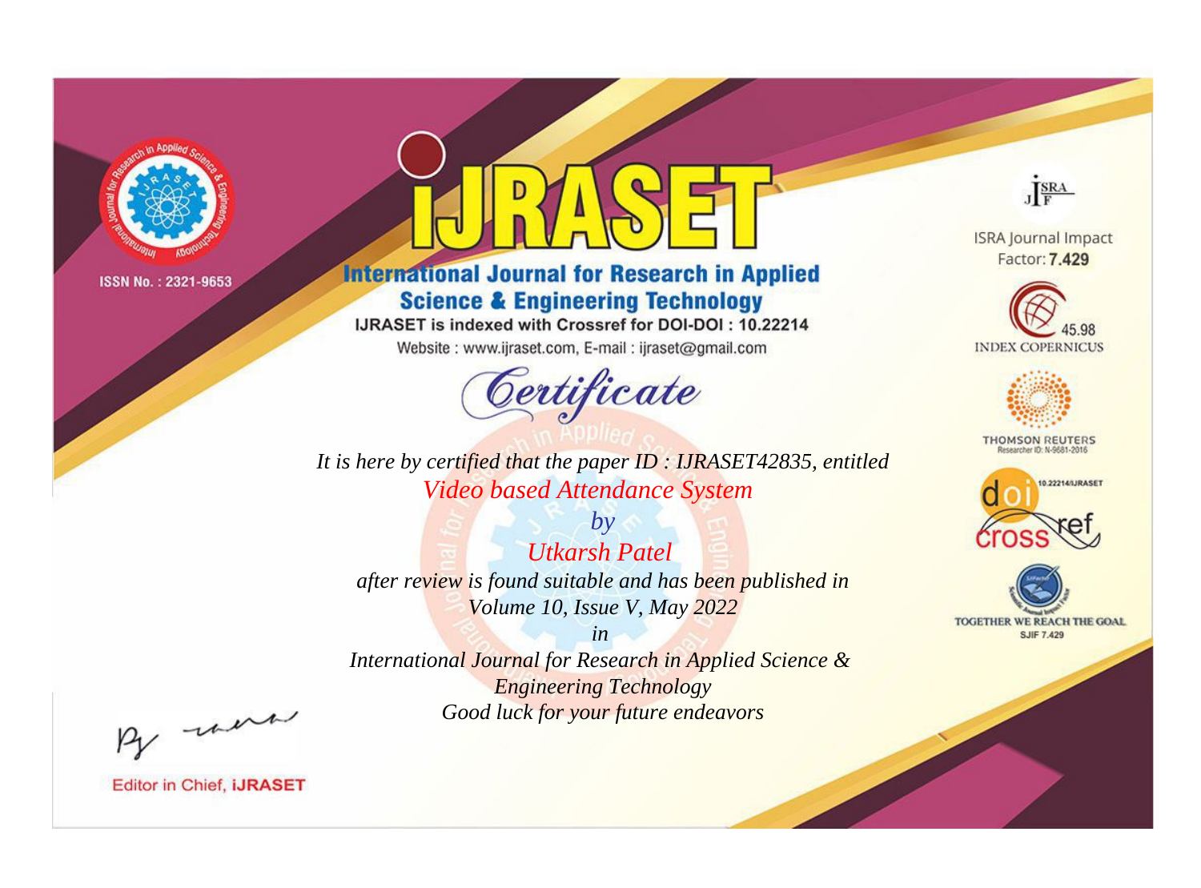ISSN No. : 2321-9653

# iJRASET

## International Journal for Research in Applied Science & Engineering Technology

IJRASET is indexed with Crossref for DOI-DOI : 10.22214

Website : www.ijraset.com, E-mail : ijraset@gmail.com

*Certificate*

*It is here by certified that the paper ID : IJRASET42835, entitled*

*Video based Attendance System*

*by*

*Utkarsh Patel*

*after review is found suitable and has been published in*

*Volume 10, Issue V, May 2022*

*in*

*International Journal for Research in Applied Science & Engineering Technology*

*Good luck for your future endeavors*

ISRA Journal Impact Factor: **7.429**

45.98 INDEX COPERNICUS

THOMSON REUTERS Researcher ID: N-9681-2016

10.22214/IJRASET

TOGETHER WE REACH THE GOAL SJIF 7.429

Editor in Chief, **iJRASET**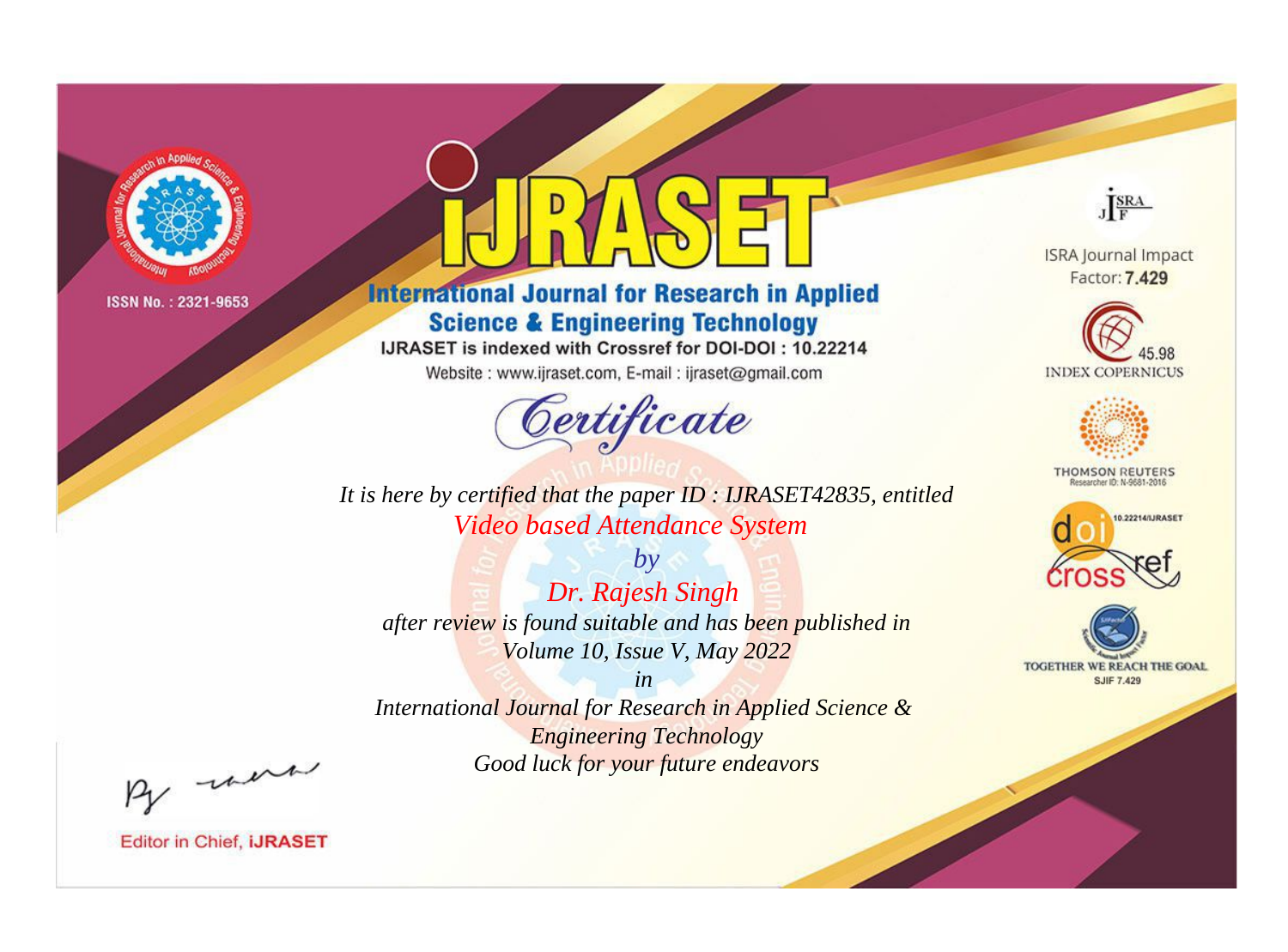ISSN No. : 2321-9653

# iJRASET

## International Journal for Research in Applied Science & Engineering Technology

IJRASET is indexed with Crossref for DOI-DOI : 10.22214

Website : www.ijraset.com, E-mail : ijraset@gmail.com

ISRA Journal Impact Factor: **7.429**

45.98 INDEX COPERNICUS

THOMSON REUTERS Researcher ID: N-9681-2016

10.22214/IJRASET

TOGETHER WE REACH THE GOAL SJIF 7.429

*Certificate*

*It is here by certified that the paper ID : IJRASET42835, entitled*

*Video based Attendance System*

*by*

*Dr. Rajesh Singh*

*after review is found suitable and has been published in*

*Volume 10, Issue V, May 2022*

*in*

*International Journal for Research in Applied Science & Engineering Technology*

*Good luck for your future endeavors*

Editor in Chief, **iJRASET**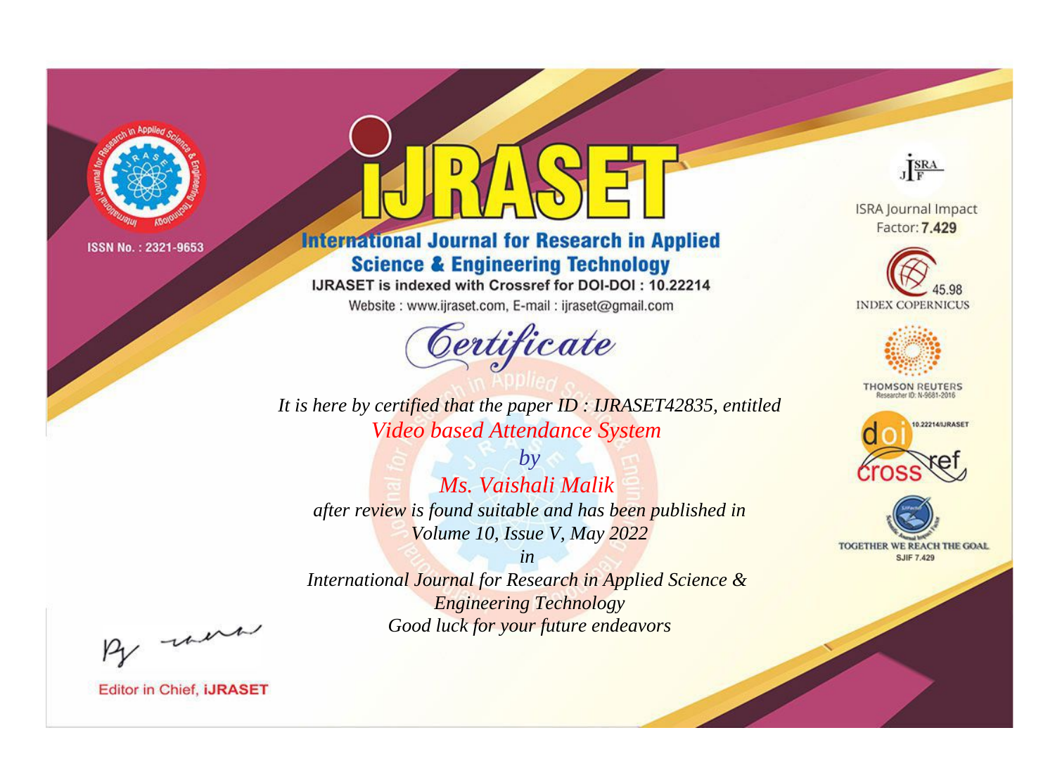ISSN No. : 2321-9653

# IJRASET

## International Journal for Research in Applied Science & Engineering Technology

IJRASET is indexed with Crossref for DOI-DOI : 10.22214

Website : www.ijraset.com, E-mail : ijraset@gmail.com

*Certificate*

*It is here by certified that the paper ID : IJRASET42835, entitled*

*Video based Attendance System*

*by*

*Ms. Vaishali Malik*

*after review is found suitable and has been published in*

*Volume 10, Issue V, May 2022*

*in*

*International Journal for Research in Applied Science & Engineering Technology*

*Good luck for your future endeavors*

ISRA Journal Impact Factor: **7.429**

45.98 INDEX COPERNICUS

THOMSON REUTERS Researcher ID: N-9681-2016

10.22214/IJRASET

TOGETHER WE REACH THE GOAL SJIF 7.429

Editor in Chief, **iJRASET**